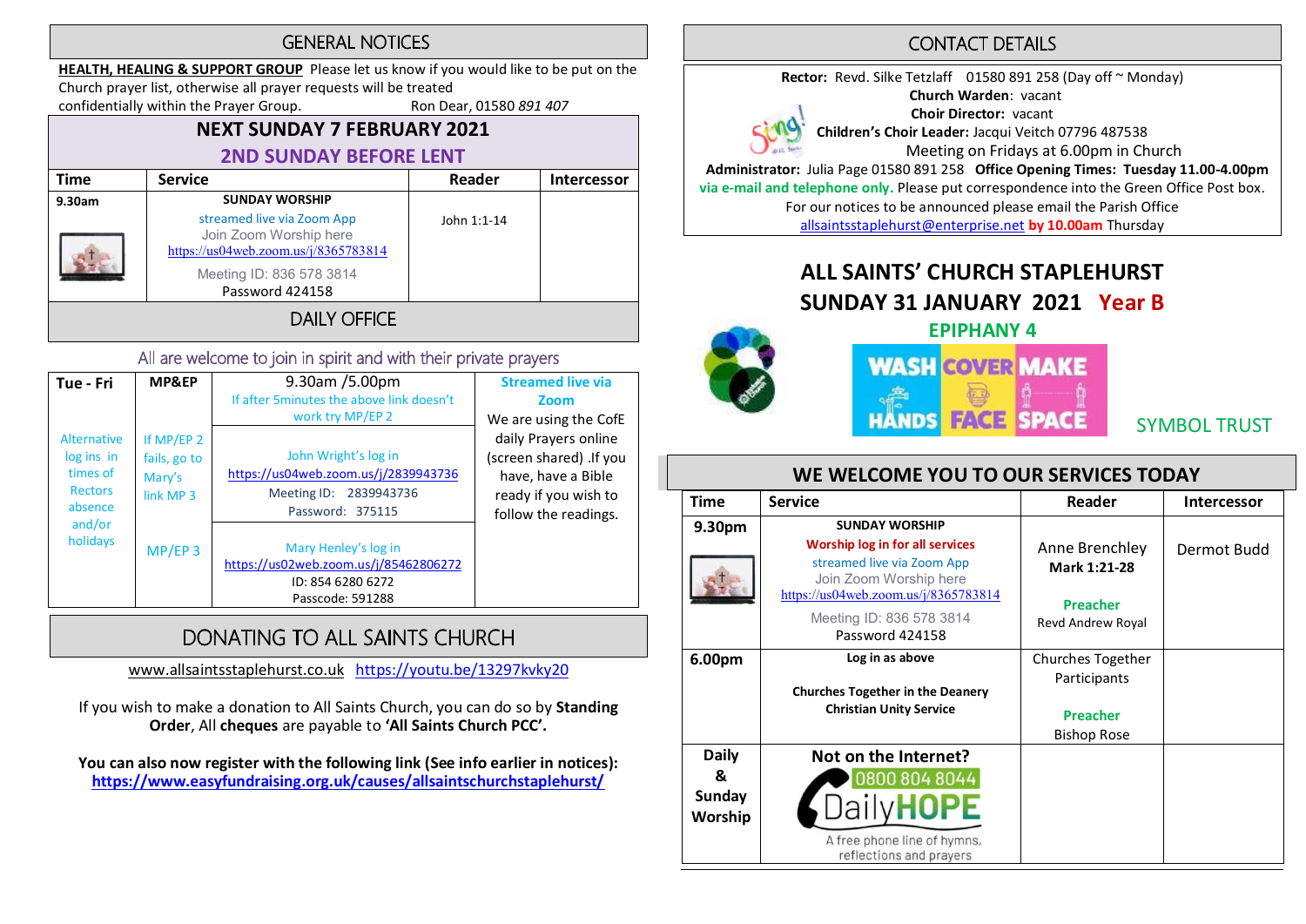## GENERAL NOTICES

**HEALTH, HEALING & SUPPORT GROUP** Please let us know if you would like to be put on the Church prayer list, otherwise all prayer requests will be treated confidentially within the Prayer Group. Ron Dear, 01580 *891 407*

### NEXT SUNDAY 7 FEBRUARY 2021
### 2ND SUNDAY BEFORE LENT

| Time | Service | Reader | Intercessor |
|---|---|---|---|
| 9.30am | SUNDAY WORSHIP<br>streamed live via Zoom App<br>Join Zoom Worship here<br>https://us04web.zoom.us/j/8365783814<br>Meeting ID: 836 578 3814<br>Password 424158 | John 1:1-14 | |

## DAILY OFFICE

All are welcome to join in spirit and with their private prayers

| Tue - Fri | MP&EP | 9.30am /5.00pm<br>If after 5minutes the above link doesn't work try MP/EP 2 | Streamed live via Zoom<br>We are using the CofE daily Prayers online (screen shared) .If you have, have a Bible ready if you wish to follow the readings. |
|---|---|---|---|
| Alternative log ins in times of Rectors absence and/or holidays | If MP/EP 2 fails, go to Mary's link MP 3 | John Wright's log in<br>https://us04web.zoom.us/j/2839943736<br>Meeting ID: 2839943736<br>Password: 375115 | |
| | MP/EP 3 | Mary Henley's log in<br>https://us02web.zoom.us/j/85462806272<br>ID: 854 6280 6272<br>Passcode: 591288 | |

## DONATING TO ALL SAINTS CHURCH

www.allsaintsstaplehurst.co.uk https://youtu.be/13297kvky20

If you wish to make a donation to All Saints Church, you can do so by **Standing Order**, All **cheques** are payable to **'All Saints Church PCC'.**

**You can also now register with the following link (See info earlier in notices):**
**https://www.easyfundraising.org.uk/causes/allsaintschurchstaplehurst/**

## CONTACT DETAILS

**Rector:** Revd. Silke Tetzlaff 01580 891 258 (Day off ~ Monday)
**Church Warden**: vacant
**Choir Director:** vacant
**Children's Choir Leader:** Jacqui Veitch 07796 487538
Meeting on Fridays at 6.00pm in Church
**Administrator:** Julia Page 01580 891 258 **Office Opening Times: Tuesday 11.00-4.00pm via e-mail and telephone only.** Please put correspondence into the Green Office Post box.
For our notices to be announced please email the Parish Office allsaintsstaplehurst@enterprise.net **by 10.00am** Thursday

# ALL SAINTS' CHURCH STAPLEHURST
## SUNDAY 31 JANUARY 2021 Year B
### EPIPHANY 4

WASH HANDS COVER FACE MAKE SPACE

SYMBOL TRUST

## WE WELCOME YOU TO OUR SERVICES TODAY

| Time | Service | Reader | Intercessor |
|---|---|---|---|
| 9.30pm | SUNDAY WORSHIP<br>Worship log in for all services<br>streamed live via Zoom App<br>Join Zoom Worship here<br>https://us04web.zoom.us/j/8365783814<br>Meeting ID: 836 578 3814<br>Password 424158 | Anne Brenchley<br>**Mark 1:21-28**<br>**Preacher**<br>Revd Andrew Royal | Dermot Budd |
| 6.00pm | Log in as above<br>Churches Together in the Deanery Christian Unity Service | Churches Together Participants<br>**Preacher**<br>Bishop Rose | |
| Daily & Sunday Worship | Not on the Internet?<br>0800 804 8044<br>DailyHOPE<br>A free phone line of hymns, reflections and prayers | | |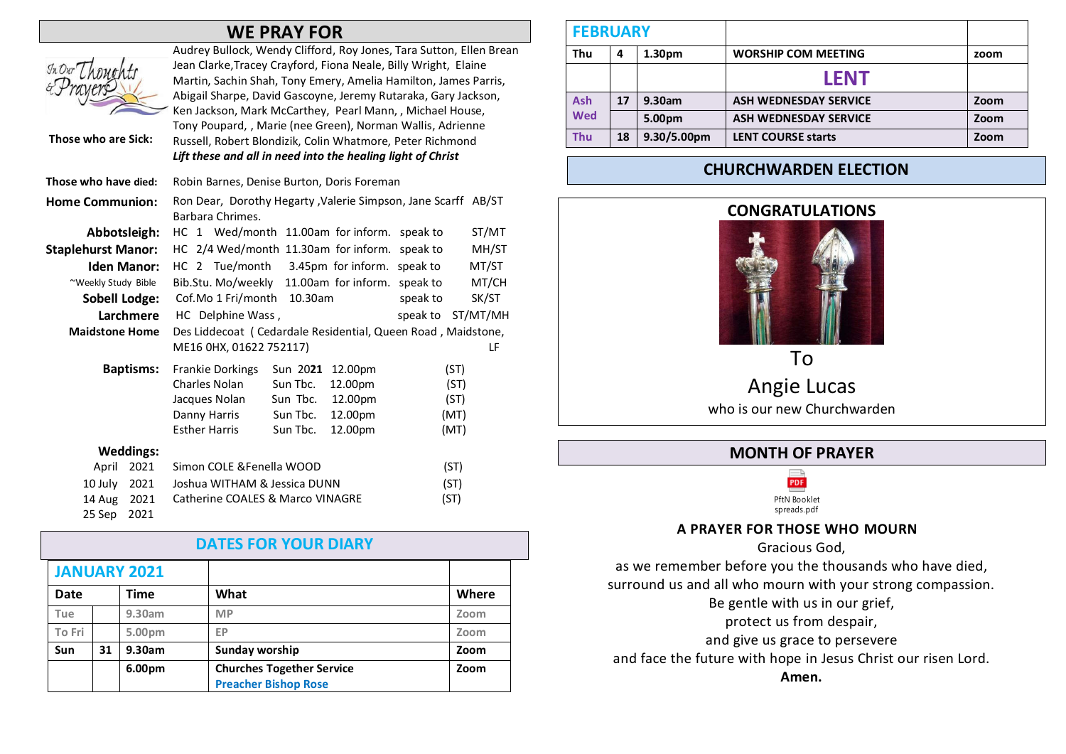## WE PRAY FOR

**Those who are Sick:** Audrey Bullock, Wendy Clifford, Roy Jones, Tara Sutton, Ellen Brean Jean Clarke,Tracey Crayford, Fiona Neale, Billy Wright, Elaine Martin, Sachin Shah, Tony Emery, Amelia Hamilton, James Parris, Abigail Sharpe, David Gascoyne, Jeremy Rutaraka, Gary Jackson, Ken Jackson, Mark McCarthey, Pearl Mann, , Michael House, Tony Poupard, , Marie (nee Green), Norman Wallis, Adrienne Russell, Robert Blondizik, Colin Whatmore, Peter Richmond

*Lift these and all in need into the healing light of Christ*

**Those who have died:** Robin Barnes, Denise Burton, Doris Foreman

**Home Communion:** Ron Dear, Dorothy Hegarty ,Valerie Simpson, Jane Scarff AB/ST Barbara Chrimes.

| | | | | |
|---|---|---|---|---|
| **Abbotsleigh:** | HC 1 Wed/month | 11.00am for inform. | speak to | ST/MT |
| **Staplehurst Manor:** | HC 2/4 Wed/month | 11.30am for inform. | speak to | MH/ST |
| **Iden Manor:** | HC 2 Tue/month | 3.45pm for inform. | speak to | MT/ST |
| ~Weekly Study Bible | Bib.Stu. Mo/weekly | 11.00am for inform. | speak to | MT/CH |
| **Sobell Lodge:** | Cof.Mo 1 Fri/month | 10.30am | speak to | SK/ST |
| **Larchmere** | HC Delphine Wass , | | speak to | ST/MT/MH |
| **Maidstone Home** | Des Liddecoat ( Cedardale Residential, Queen Road , Maidstone, ME16 0HX, 01622 752117) | | | LF |

**Baptisms:**

| | | | |
|---|---|---|---|
| Frankie Dorkings | Sun 20**21** | 12.00pm | (ST) |
| Charles Nolan | Sun Tbc. | 12.00pm | (ST) |
| Jacques Nolan | Sun Tbc. | 12.00pm | (ST) |
| Danny Harris | Sun Tbc. | 12.00pm | (MT) |
| Esther Harris | Sun Tbc. | 12.00pm | (MT) |

**Weddings:**

| | | |
|---|---|---|
| April 2021 | Simon COLE &Fenella WOOD | (ST) |
| 10 July 2021 | Joshua WITHAM & Jessica DUNN | (ST) |
| 14 Aug 2021 | Catherine COALES & Marco VINAGRE | (ST) |
| 25 Sep 2021 | | |

## DATES FOR YOUR DIARY

**JANUARY 2021**

| Date | | Time | What | Where |
|---|---|---|---|---|
| Tue | | 9.30am | MP | Zoom |
| To Fri | | 5.00pm | EP | Zoom |
| **Sun** | **31** | **9.30am** | **Sunday worship** | **Zoom** |
| | | **6.00pm** | **Churches Together Service** **Preacher Bishop Rose** | **Zoom** |

**FEBRUARY**

| | | | | |
|---|---|---|---|---|
| **Thu** | **4** | **1.30pm** | **WORSHIP COM MEETING** | **zoom** |
| | | | **LENT** | |
| **Ash Wed** | **17** | **9.30am** | **ASH WEDNESDAY SERVICE** | **Zoom** |
| | | **5.00pm** | **ASH WEDNESDAY SERVICE** | **Zoom** |
| **Thu** | **18** | **9.30/5.00pm** | **LENT COURSE starts** | **Zoom** |

## CHURCHWARDEN ELECTION

**CONGRATULATIONS**

To

Angie Lucas

who is our new Churchwarden

## MONTH OF PRAYER

PftN Booklet spreads.pdf

**A PRAYER FOR THOSE WHO MOURN**

Gracious God,
as we remember before you the thousands who have died,
surround us and all who mourn with your strong compassion.
Be gentle with us in our grief,
protect us from despair,
and give us grace to persevere
and face the future with hope in Jesus Christ our risen Lord.
**Amen.**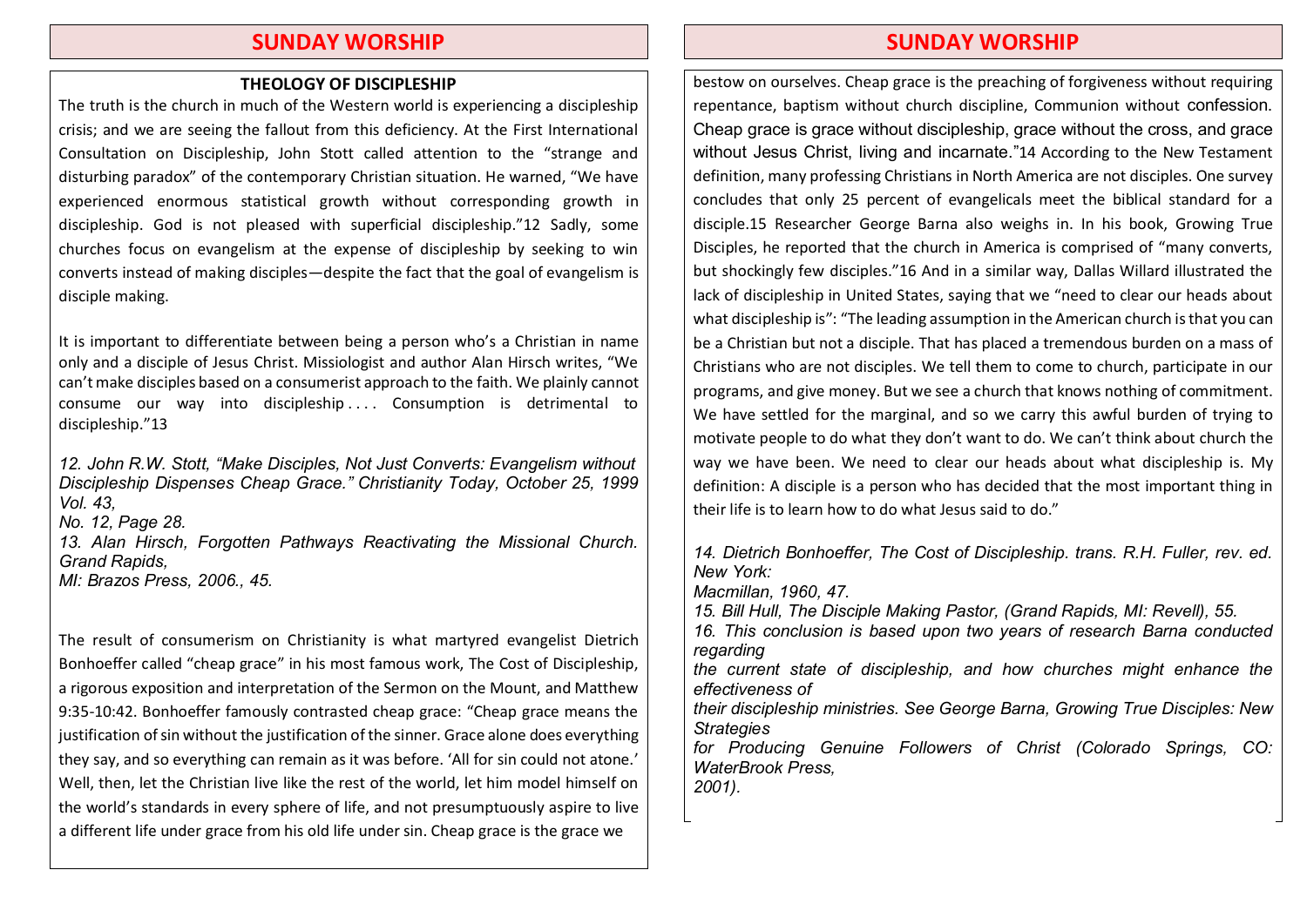## THEOLOGY OF DISCIPLESHIP

The truth is the church in much of the Western world is experiencing a discipleship crisis; and we are seeing the fallout from this deficiency. At the First International Consultation on Discipleship, John Stott called attention to the "strange and disturbing paradox" of the contemporary Christian situation. He warned, "We have experienced enormous statistical growth without corresponding growth in discipleship. God is not pleased with superficial discipleship."12 Sadly, some churches focus on evangelism at the expense of discipleship by seeking to win converts instead of making disciples—despite the fact that the goal of evangelism is disciple making.

It is important to differentiate between being a person who's a Christian in name only and a disciple of Jesus Christ. Missiologist and author Alan Hirsch writes, "We can't make disciples based on a consumerist approach to the faith. We plainly cannot consume our way into discipleship . . . . Consumption is detrimental to discipleship."13

*12. John R.W. Stott, "Make Disciples, Not Just Converts: Evangelism without Discipleship Dispenses Cheap Grace." Christianity Today, October 25, 1999 Vol. 43, No. 12, Page 28.*
*13. Alan Hirsch, Forgotten Pathways Reactivating the Missional Church. Grand Rapids, MI: Brazos Press, 2006., 45.*

The result of consumerism on Christianity is what martyred evangelist Dietrich Bonhoeffer called "cheap grace" in his most famous work, The Cost of Discipleship, a rigorous exposition and interpretation of the Sermon on the Mount, and Matthew 9:35-10:42. Bonhoeffer famously contrasted cheap grace: "Cheap grace means the justification of sin without the justification of the sinner. Grace alone does everything they say, and so everything can remain as it was before. 'All for sin could not atone.' Well, then, let the Christian live like the rest of the world, let him model himself on the world's standards in every sphere of life, and not presumptuously aspire to live a different life under grace from his old life under sin. Cheap grace is the grace we bestow on ourselves. Cheap grace is the preaching of forgiveness without requiring repentance, baptism without church discipline, Communion without confession. Cheap grace is grace without discipleship, grace without the cross, and grace without Jesus Christ, living and incarnate."14 According to the New Testament definition, many professing Christians in North America are not disciples. One survey concludes that only 25 percent of evangelicals meet the biblical standard for a disciple.15 Researcher George Barna also weighs in. In his book, Growing True Disciples, he reported that the church in America is comprised of "many converts, but shockingly few disciples."16 And in a similar way, Dallas Willard illustrated the lack of discipleship in United States, saying that we "need to clear our heads about what discipleship is": "The leading assumption in the American church is that you can be a Christian but not a disciple. That has placed a tremendous burden on a mass of Christians who are not disciples. We tell them to come to church, participate in our programs, and give money. But we see a church that knows nothing of commitment. We have settled for the marginal, and so we carry this awful burden of trying to motivate people to do what they don't want to do. We can't think about church the way we have been. We need to clear our heads about what discipleship is. My definition: A disciple is a person who has decided that the most important thing in their life is to learn how to do what Jesus said to do."

*14. Dietrich Bonhoeffer, The Cost of Discipleship. trans. R.H. Fuller, rev. ed. New York: Macmillan, 1960, 47.*
*15. Bill Hull, The Disciple Making Pastor, (Grand Rapids, MI: Revell), 55.*
*16. This conclusion is based upon two years of research Barna conducted regarding the current state of discipleship, and how churches might enhance the effectiveness of their discipleship ministries. See George Barna, Growing True Disciples: New Strategies for Producing Genuine Followers of Christ (Colorado Springs, CO: WaterBrook Press, 2001).*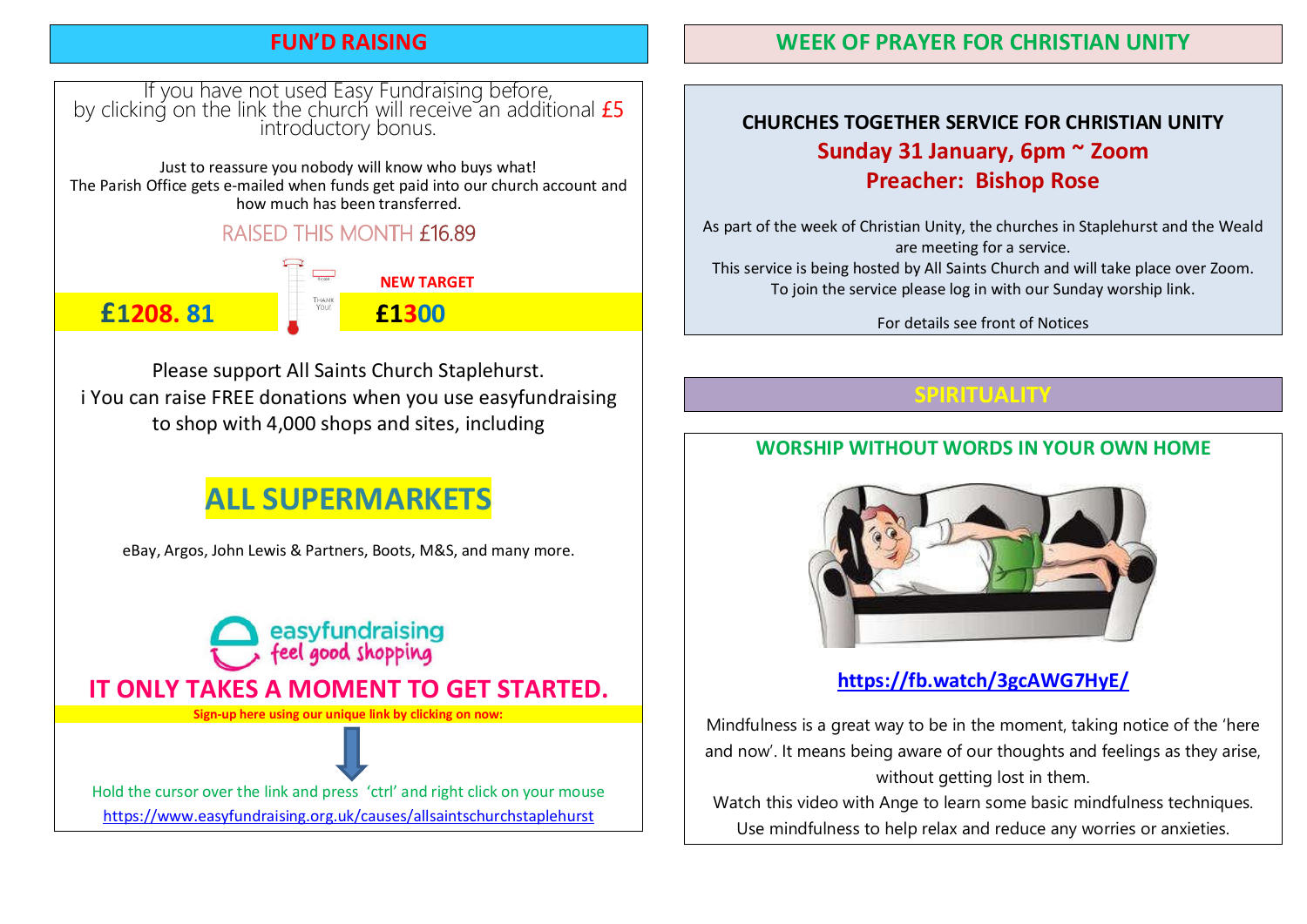## FUN'D RAISING

If you have not used Easy Fundraising before, by clicking on the link the church will receive an additional £5 introductory bonus.

Just to reassure you nobody will know who buys what!
The Parish Office gets e-mailed when funds get paid into our church account and how much has been transferred.

RAISED THIS MONTH £16.89

**NEW TARGET**

**£1208. 81** **£1300**

Please support All Saints Church Staplehurst.
i You can raise FREE donations when you use easyfundraising to shop with 4,000 shops and sites, including

**ALL SUPERMARKETS**

eBay, Argos, John Lewis & Partners, Boots, M&S, and many more.

easyfundraising feel good shopping

**IT ONLY TAKES A MOMENT TO GET STARTED.**

**Sign-up here using our unique link by clicking on now:**

Hold the cursor over the link and press 'ctrl' and right click on your mouse
https://www.easyfundraising.org.uk/causes/allsaintschurchstaplehurst

## WEEK OF PRAYER FOR CHRISTIAN UNITY

**CHURCHES TOGETHER SERVICE FOR CHRISTIAN UNITY**

**Sunday 31 January, 6pm ~ Zoom**

**Preacher: Bishop Rose**

As part of the week of Christian Unity, the churches in Staplehurst and the Weald are meeting for a service.
This service is being hosted by All Saints Church and will take place over Zoom.
To join the service please log in with our Sunday worship link.

For details see front of Notices

## SPIRITUALITY

**WORSHIP WITHOUT WORDS IN YOUR OWN HOME**

**https://fb.watch/3gcAWG7HyE/**

Mindfulness is a great way to be in the moment, taking notice of the 'here and now'. It means being aware of our thoughts and feelings as they arise, without getting lost in them.
Watch this video with Ange to learn some basic mindfulness techniques.
Use mindfulness to help relax and reduce any worries or anxieties.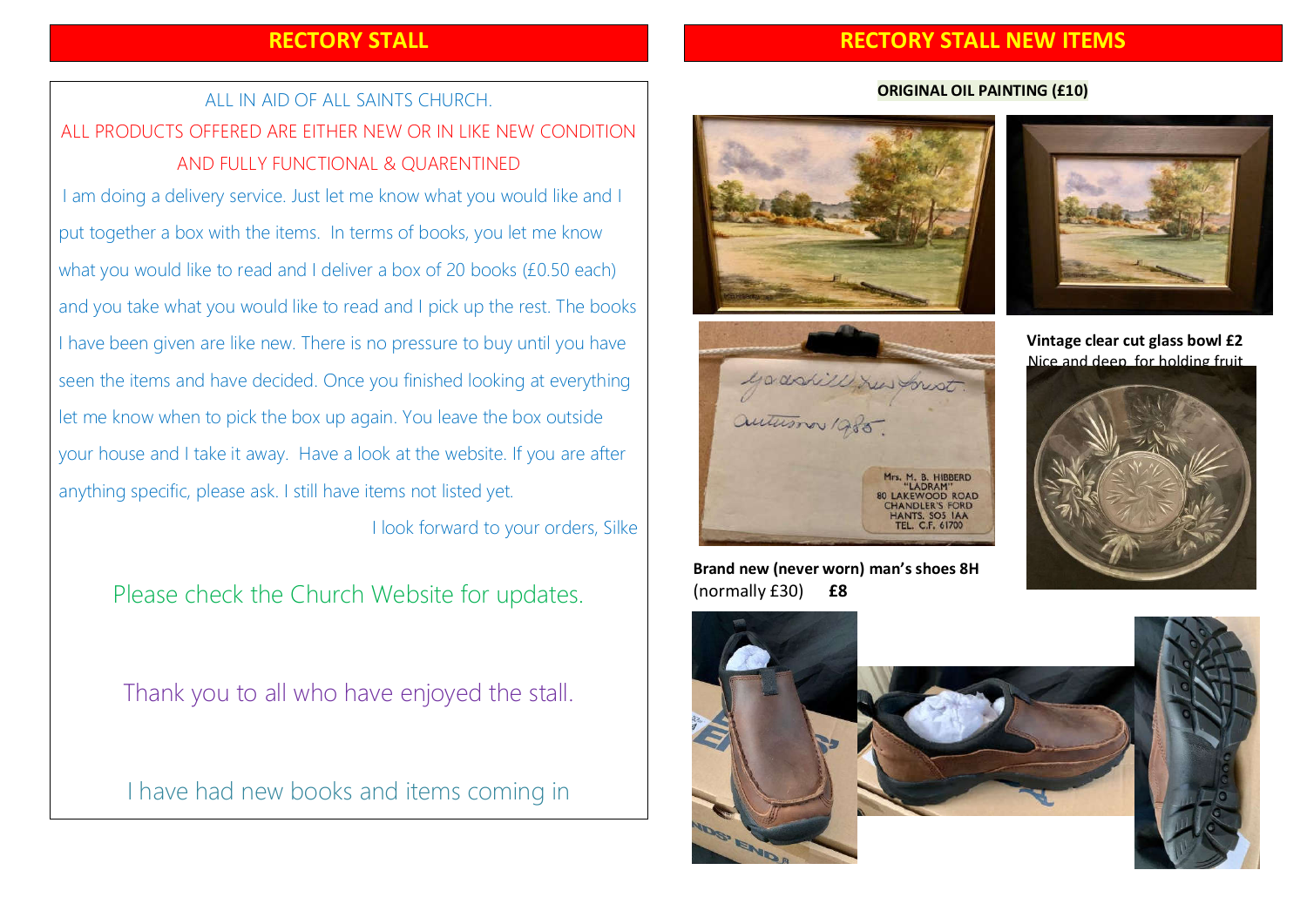## RECTORY STALL

ALL IN AID OF ALL SAINTS CHURCH.

ALL PRODUCTS OFFERED ARE EITHER NEW OR IN LIKE NEW CONDITION AND FULLY FUNCTIONAL & QUARENTINED

I am doing a delivery service. Just let me know what you would like and I put together a box with the items. In terms of books, you let me know what you would like to read and I deliver a box of 20 books (£0.50 each) and you take what you would like to read and I pick up the rest. The books I have been given are like new. There is no pressure to buy until you have seen the items and have decided. Once you finished looking at everything let me know when to pick the box up again. You leave the box outside your house and I take it away. Have a look at the website. If you are after anything specific, please ask. I still have items not listed yet.

I look forward to your orders, Silke

Please check the Church Website for updates.

Thank you to all who have enjoyed the stall.

I have had new books and items coming in

## RECTORY STALL NEW ITEMS

**ORIGINAL OIL PAINTING (£10)**

Mrs. M. B. HIBBERD
"LADRAM"
80 LAKEWOOD ROAD
CHANDLER'S FORD
HANTS. SO5 1AA
TEL. C.F. 61700

**Vintage clear cut glass bowl £2**
Nice and deep, for holding fruit

**Brand new (never worn) man's shoes 8H**
(normally £30) **£8**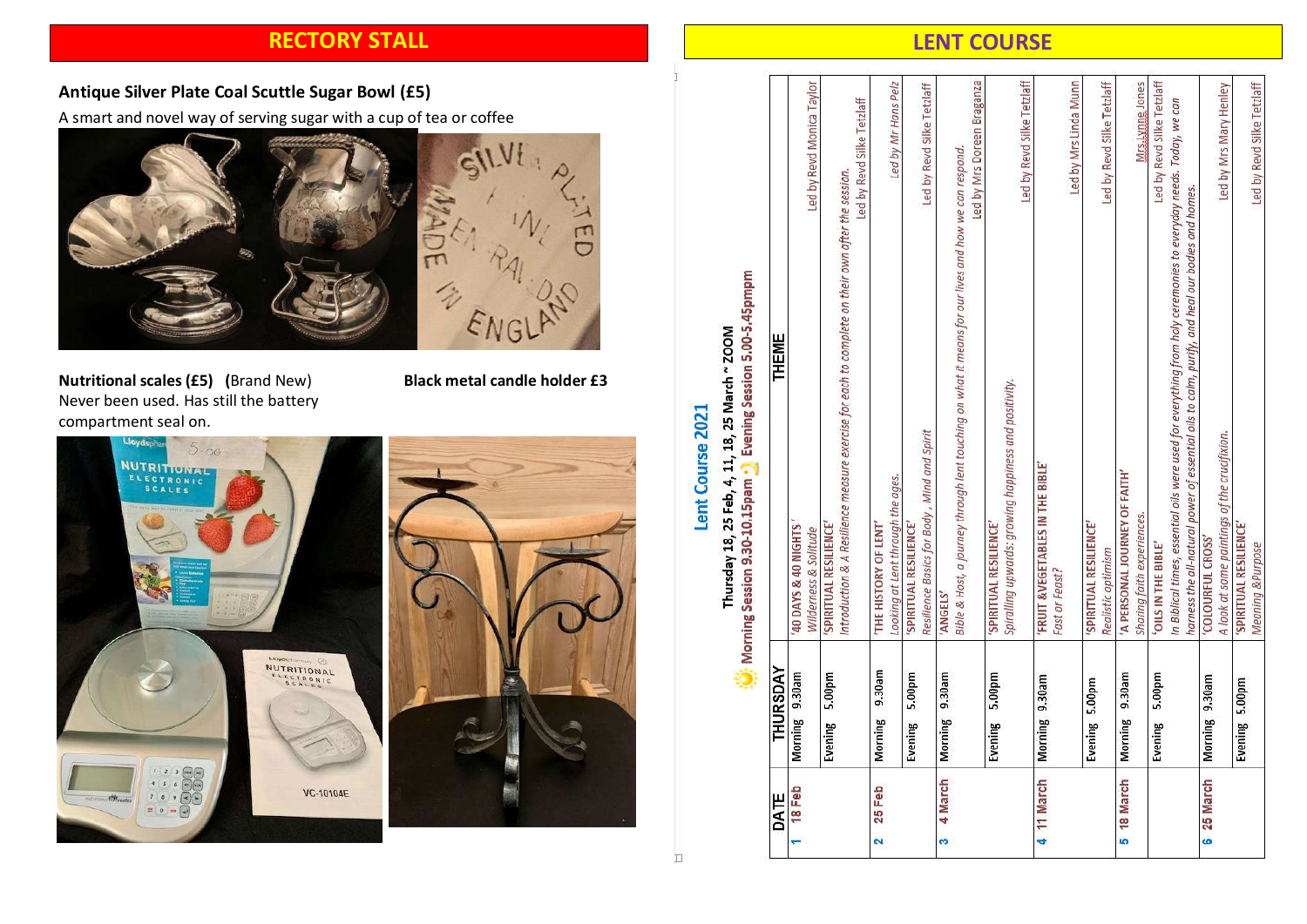## RECTORY STALL

**Antique Silver Plate Coal Scuttle Sugar Bowl (£5)**

A smart and novel way of serving sugar with a cup of tea or coffee

**Nutritional scales (£5) (**Brand New) Never been used. Has still the battery compartment seal on.

**Black metal candle holder £3**

## LENT COURSE

### Lent Course 2021

**Thursday 18, 25 Feb, 4, 11, 18, 25 March ~ ZOOM**

**Morning Session 9.30-10.15pam Evening Session 5.00-5.45pmpm**

| DATE | THURSDAY | | THEME |
|---|---|---|---|
| 1 18 Feb | Morning | 9.30am | '40 DAYS & 40 NIGHTS' *Wilderness & Solitude* Led by Revd Monica Taylor |
| | Evening | 5.00pm | 'SPIRITUAL RESILIENCE' *Introduction & A Resilience measure exercise for each to complete on their own after the session.* Led by Revd Silke Tetzlaff |
| 2 25 Feb | Morning | 9.30am | 'THE HISTORY OF LENT' *Looking at Lent through the ages.* *Led by Mr Hans Pelz* |
| | Evening | 5.00pm | 'SPIRITUAL RESILIENCE' *Resilience Basics for Body, Mind and Spirit* Led by Revd Silke Tetzlaff |
| 3 4 March | Morning | 9.30am | 'ANGELS' *Bible & Host, a journey through lent touching on what it means for our lives and how we can respond.* Led by Mrs Doreen Braganza |
| | Evening | 5.00pm | 'SPIRITUAL RESILIENCE' *Spiralling upwards: growing happiness and positivity.* Led by Revd Silke Tetzlaff |
| 4 11 March | Morning | 9.30am | 'FRUIT &VEGETABLES IN THE BIBLE' *Fast or Feast?* Led by Mrs Linda Munn |
| | Evening | 5.00pm | 'SPIRITUAL RESILIENCE' *Realistic optimism* Led by Revd Silke Tetzlaff |
| 5 18 March | Morning | 9.30am | 'A PERSONAL JOURNEY OF FAITH' *Sharing faith experiences.* Mrs Lynne Jones |
| | Evening | 5.00pm | 'OILS IN THE BIBLE' *In Biblical times, essential oils were used for everything from holy ceremonies to everyday needs. Today, we can harness the all-natural power of essential oils to calm, purify, and heal our bodies and homes.* Led by Revd Silke Tetzlaff |
| 6 25 March | Morning | 9.30am | 'COLOURFUL CROSS' *A look at some paintings of the crucifixion.* Led by Mrs Mary Henley |
| | Evening | 5.00pm | 'SPIRITUAL RESILIENCE' *Meaning &Purpose* Led by Revd Silke Tetzlaff |